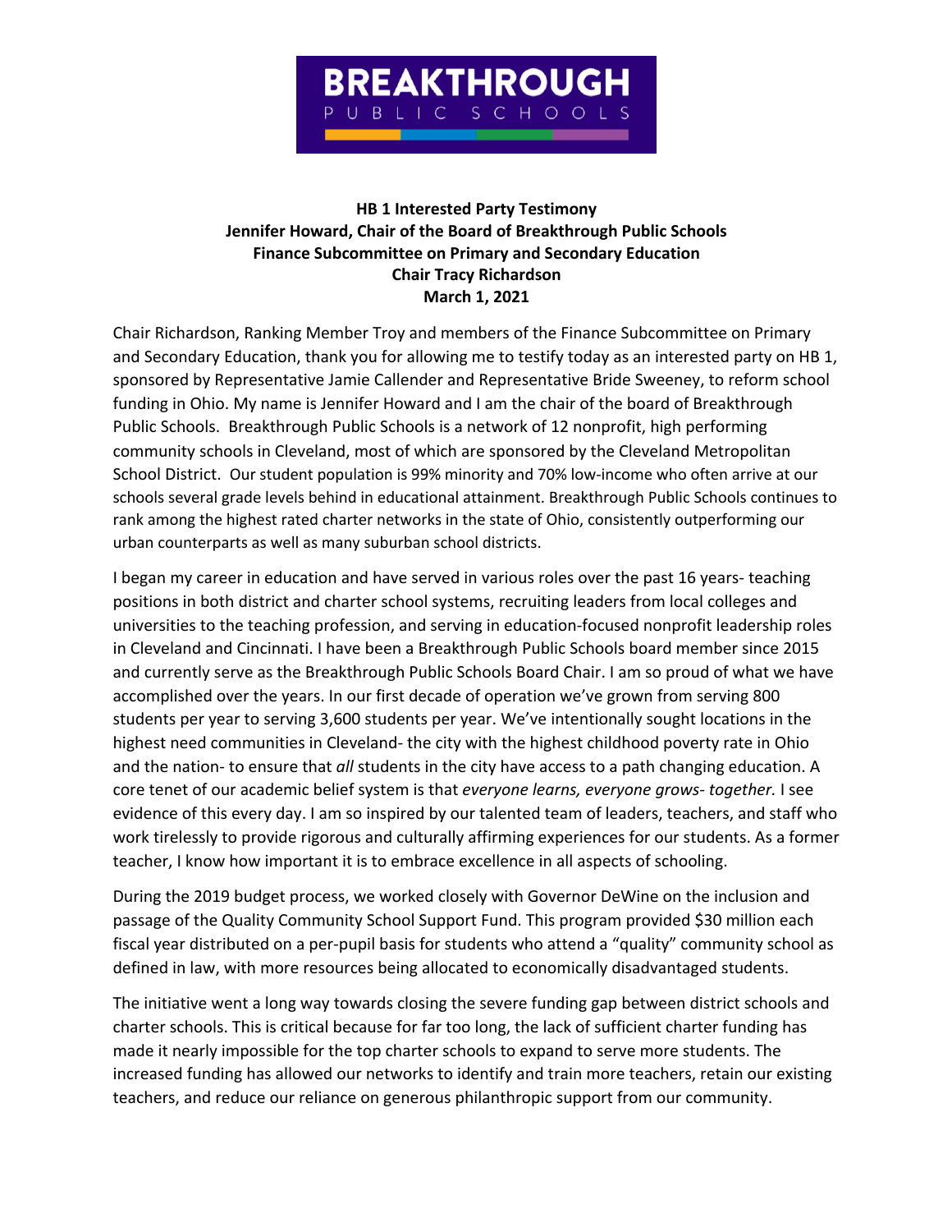**BREAKTHROUGH**
PUBLIC SCHOOLS

**HB 1 Interested Party Testimony**
**Jennifer Howard, Chair of the Board of Breakthrough Public Schools**
**Finance Subcommittee on Primary and Secondary Education**
**Chair Tracy Richardson**
**March 1, 2021**

Chair Richardson, Ranking Member Troy and members of the Finance Subcommittee on Primary and Secondary Education, thank you for allowing me to testify today as an interested party on HB 1, sponsored by Representative Jamie Callender and Representative Bride Sweeney, to reform school funding in Ohio. My name is Jennifer Howard and I am the chair of the board of Breakthrough Public Schools. Breakthrough Public Schools is a network of 12 nonprofit, high performing community schools in Cleveland, most of which are sponsored by the Cleveland Metropolitan School District. Our student population is 99% minority and 70% low-income who often arrive at our schools several grade levels behind in educational attainment. Breakthrough Public Schools continues to rank among the highest rated charter networks in the state of Ohio, consistently outperforming our urban counterparts as well as many suburban school districts.

I began my career in education and have served in various roles over the past 16 years- teaching positions in both district and charter school systems, recruiting leaders from local colleges and universities to the teaching profession, and serving in education-focused nonprofit leadership roles in Cleveland and Cincinnati. I have been a Breakthrough Public Schools board member since 2015 and currently serve as the Breakthrough Public Schools Board Chair. I am so proud of what we have accomplished over the years. In our first decade of operation we've grown from serving 800 students per year to serving 3,600 students per year. We've intentionally sought locations in the highest need communities in Cleveland- the city with the highest childhood poverty rate in Ohio and the nation- to ensure that *all* students in the city have access to a path changing education. A core tenet of our academic belief system is that *everyone learns, everyone grows- together.* I see evidence of this every day. I am so inspired by our talented team of leaders, teachers, and staff who work tirelessly to provide rigorous and culturally affirming experiences for our students. As a former teacher, I know how important it is to embrace excellence in all aspects of schooling.

During the 2019 budget process, we worked closely with Governor DeWine on the inclusion and passage of the Quality Community School Support Fund. This program provided $30 million each fiscal year distributed on a per-pupil basis for students who attend a "quality" community school as defined in law, with more resources being allocated to economically disadvantaged students.

The initiative went a long way towards closing the severe funding gap between district schools and charter schools. This is critical because for far too long, the lack of sufficient charter funding has made it nearly impossible for the top charter schools to expand to serve more students. The increased funding has allowed our networks to identify and train more teachers, retain our existing teachers, and reduce our reliance on generous philanthropic support from our community.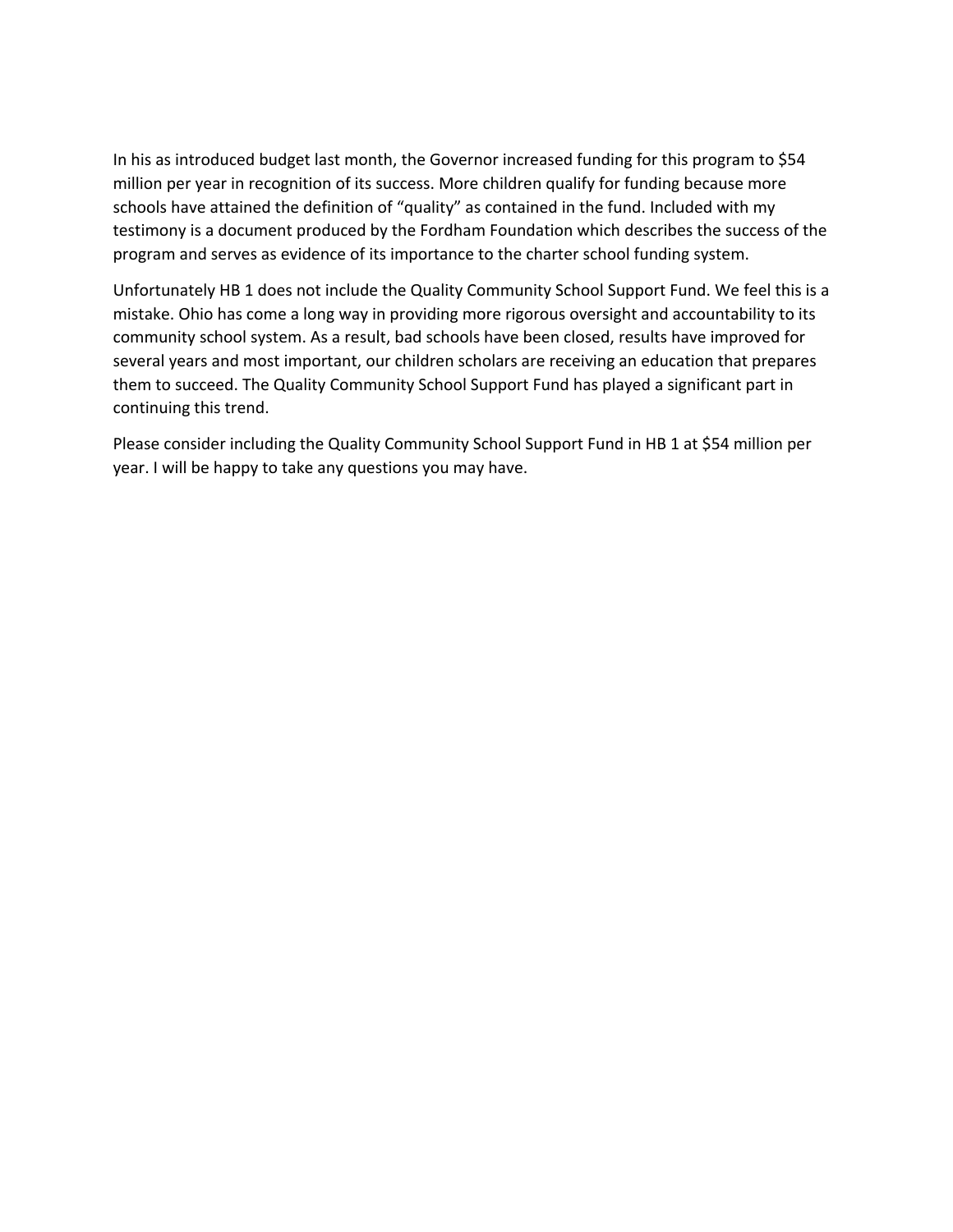In his as introduced budget last month, the Governor increased funding for this program to $54 million per year in recognition of its success. More children qualify for funding because more schools have attained the definition of "quality" as contained in the fund. Included with my testimony is a document produced by the Fordham Foundation which describes the success of the program and serves as evidence of its importance to the charter school funding system.

Unfortunately HB 1 does not include the Quality Community School Support Fund. We feel this is a mistake. Ohio has come a long way in providing more rigorous oversight and accountability to its community school system. As a result, bad schools have been closed, results have improved for several years and most important, our children scholars are receiving an education that prepares them to succeed. The Quality Community School Support Fund has played a significant part in continuing this trend.

Please consider including the Quality Community School Support Fund in HB 1 at $54 million per year. I will be happy to take any questions you may have.